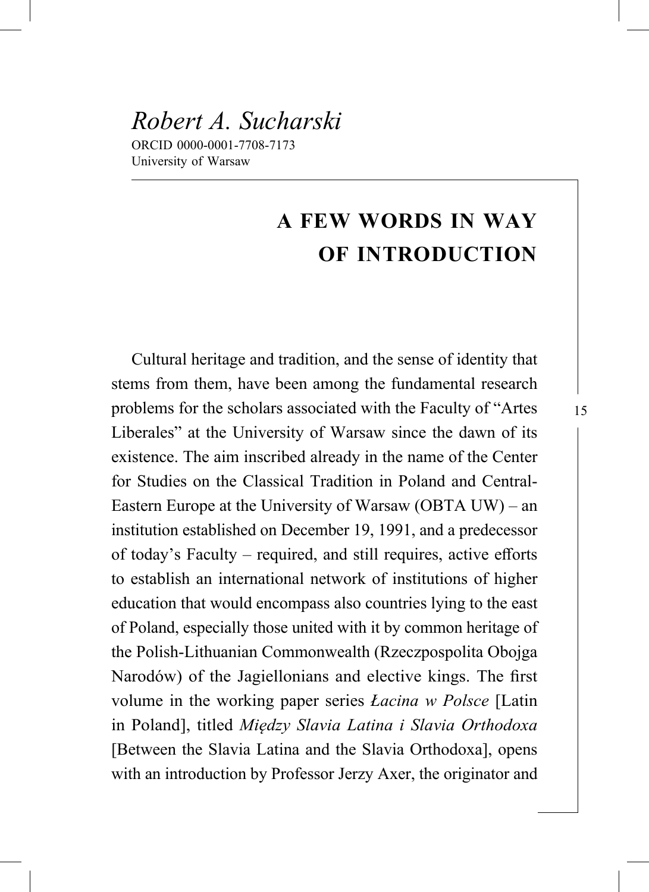*Robert A. Sucharski*

ORCID 0000-0001-7708-7173
University of Warsaw

# A FEW WORDS IN WAY OF INTRODUCTION

Cultural heritage and tradition, and the sense of identity that stems from them, have been among the fundamental research problems for the scholars associated with the Faculty of "Artes Liberales" at the University of Warsaw since the dawn of its existence. The aim inscribed already in the name of the Center for Studies on the Classical Tradition in Poland and Central-Eastern Europe at the University of Warsaw (OBTA UW) – an institution established on December 19, 1991, and a predecessor of today's Faculty – required, and still requires, active efforts to establish an international network of institutions of higher education that would encompass also countries lying to the east of Poland, especially those united with it by common heritage of the Polish-Lithuanian Commonwealth (Rzeczpospolita Obojga Narodów) of the Jagiellonians and elective kings. The first volume in the working paper series *Łacina w Polsce* [Latin in Poland], titled *Między Slavia Latina i Slavia Orthodoxa* [Between the Slavia Latina and the Slavia Orthodoxa], opens with an introduction by Professor Jerzy Axer, the originator and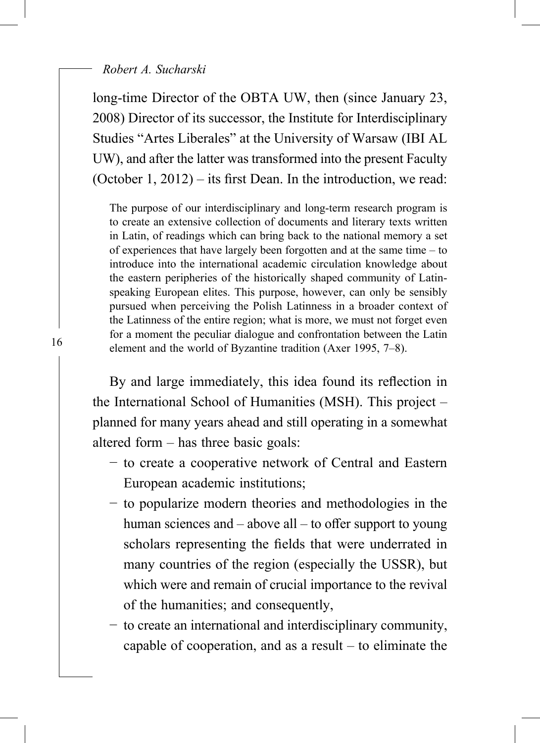long-time Director of the OBTA UW, then (since January 23, 2008) Director of its successor, the Institute for Interdisciplinary Studies "Artes Liberales" at the University of Warsaw (IBI AL UW), and after the latter was transformed into the present Faculty (October 1, 2012) – its first Dean. In the introduction, we read:

> The purpose of our interdisciplinary and long-term research program is to create an extensive collection of documents and literary texts written in Latin, of readings which can bring back to the national memory a set of experiences that have largely been forgotten and at the same time – to introduce into the international academic circulation knowledge about the eastern peripheries of the historically shaped community of Latin-speaking European elites. This purpose, however, can only be sensibly pursued when perceiving the Polish Latinness in a broader context of the Latinness of the entire region; what is more, we must not forget even for a moment the peculiar dialogue and confrontation between the Latin element and the world of Byzantine tradition (Axer 1995, 7–8).

By and large immediately, this idea found its reflection in the International School of Humanities (MSH). This project – planned for many years ahead and still operating in a somewhat altered form – has three basic goals:

- to create a cooperative network of Central and Eastern European academic institutions;
- to popularize modern theories and methodologies in the human sciences and – above all – to offer support to young scholars representing the fields that were underrated in many countries of the region (especially the USSR), but which were and remain of crucial importance to the revival of the humanities; and consequently,
- to create an international and interdisciplinary community, capable of cooperation, and as a result – to eliminate the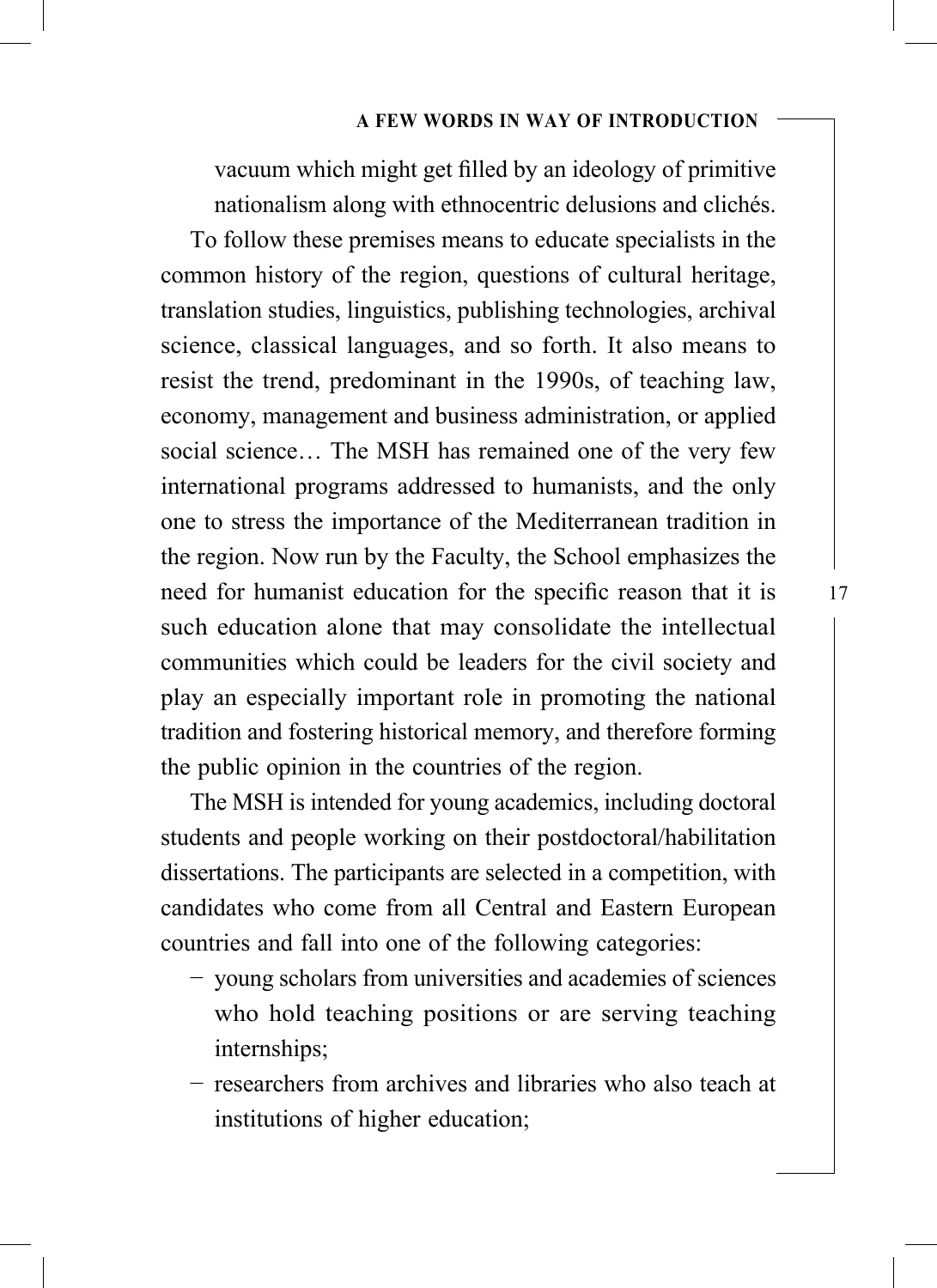vacuum which might get filled by an ideology of primitive nationalism along with ethnocentric delusions and clichés.

To follow these premises means to educate specialists in the common history of the region, questions of cultural heritage, translation studies, linguistics, publishing technologies, archival science, classical languages, and so forth. It also means to resist the trend, predominant in the 1990s, of teaching law, economy, management and business administration, or applied social science… The MSH has remained one of the very few international programs addressed to humanists, and the only one to stress the importance of the Mediterranean tradition in the region. Now run by the Faculty, the School emphasizes the need for humanist education for the specific reason that it is such education alone that may consolidate the intellectual communities which could be leaders for the civil society and play an especially important role in promoting the national tradition and fostering historical memory, and therefore forming the public opinion in the countries of the region.

The MSH is intended for young academics, including doctoral students and people working on their postdoctoral/habilitation dissertations. The participants are selected in a competition, with candidates who come from all Central and Eastern European countries and fall into one of the following categories:

- young scholars from universities and academies of sciences who hold teaching positions or are serving teaching internships;
- researchers from archives and libraries who also teach at institutions of higher education;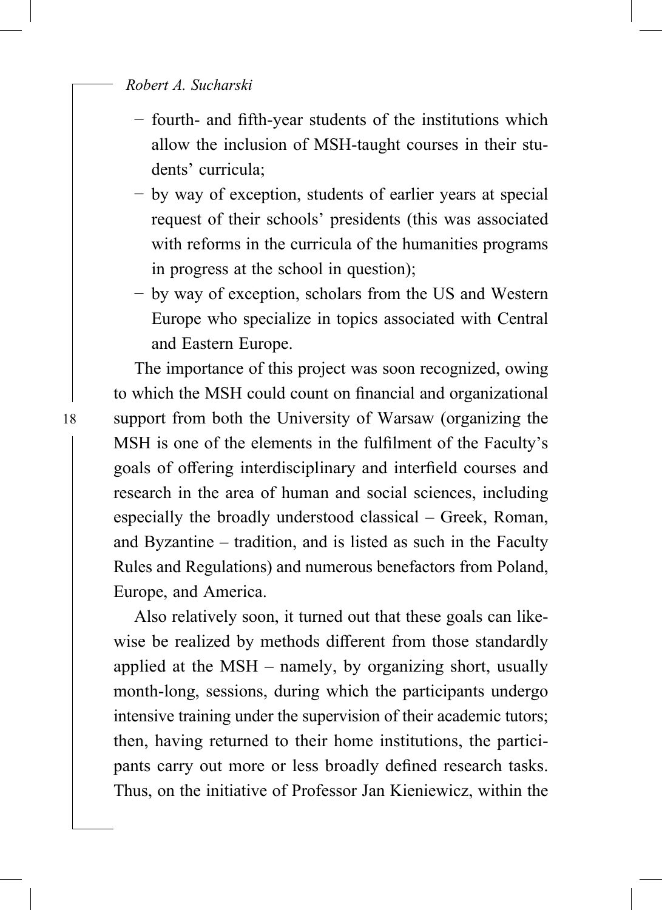- fourth- and fifth-year students of the institutions which allow the inclusion of MSH-taught courses in their students' curricula;
- by way of exception, students of earlier years at special request of their schools' presidents (this was associated with reforms in the curricula of the humanities programs in progress at the school in question);
- by way of exception, scholars from the US and Western Europe who specialize in topics associated with Central and Eastern Europe.

The importance of this project was soon recognized, owing to which the MSH could count on financial and organizational support from both the University of Warsaw (organizing the MSH is one of the elements in the fulfilment of the Faculty's goals of offering interdisciplinary and interfield courses and research in the area of human and social sciences, including especially the broadly understood classical – Greek, Roman, and Byzantine – tradition, and is listed as such in the Faculty Rules and Regulations) and numerous benefactors from Poland, Europe, and America.

Also relatively soon, it turned out that these goals can likewise be realized by methods different from those standardly applied at the MSH – namely, by organizing short, usually month-long, sessions, during which the participants undergo intensive training under the supervision of their academic tutors; then, having returned to their home institutions, the participants carry out more or less broadly defined research tasks. Thus, on the initiative of Professor Jan Kieniewicz, within the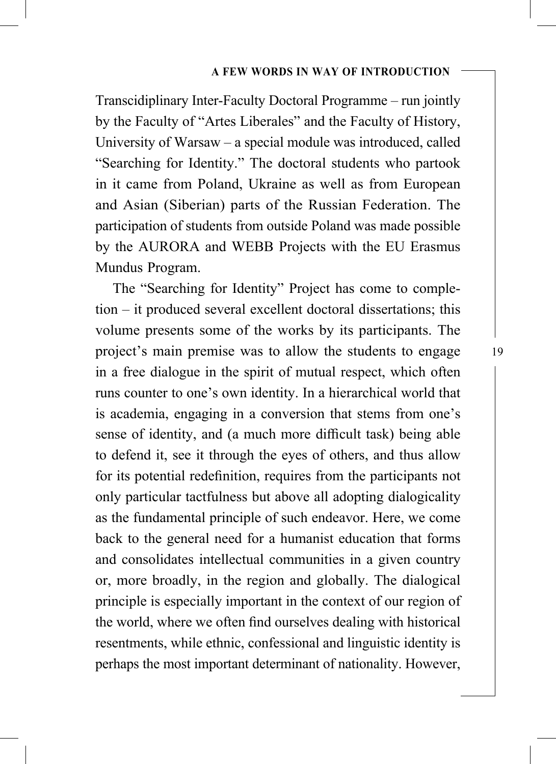Transcidiplinary Inter-Faculty Doctoral Programme – run jointly by the Faculty of "Artes Liberales" and the Faculty of History, University of Warsaw – a special module was introduced, called "Searching for Identity." The doctoral students who partook in it came from Poland, Ukraine as well as from European and Asian (Siberian) parts of the Russian Federation. The participation of students from outside Poland was made possible by the AURORA and WEBB Projects with the EU Erasmus Mundus Program.

The "Searching for Identity" Project has come to completion – it produced several excellent doctoral dissertations; this volume presents some of the works by its participants. The project's main premise was to allow the students to engage in a free dialogue in the spirit of mutual respect, which often runs counter to one's own identity. In a hierarchical world that is academia, engaging in a conversion that stems from one's sense of identity, and (a much more difficult task) being able to defend it, see it through the eyes of others, and thus allow for its potential redefinition, requires from the participants not only particular tactfulness but above all adopting dialogicality as the fundamental principle of such endeavor. Here, we come back to the general need for a humanist education that forms and consolidates intellectual communities in a given country or, more broadly, in the region and globally. The dialogical principle is especially important in the context of our region of the world, where we often find ourselves dealing with historical resentments, while ethnic, confessional and linguistic identity is perhaps the most important determinant of nationality. However,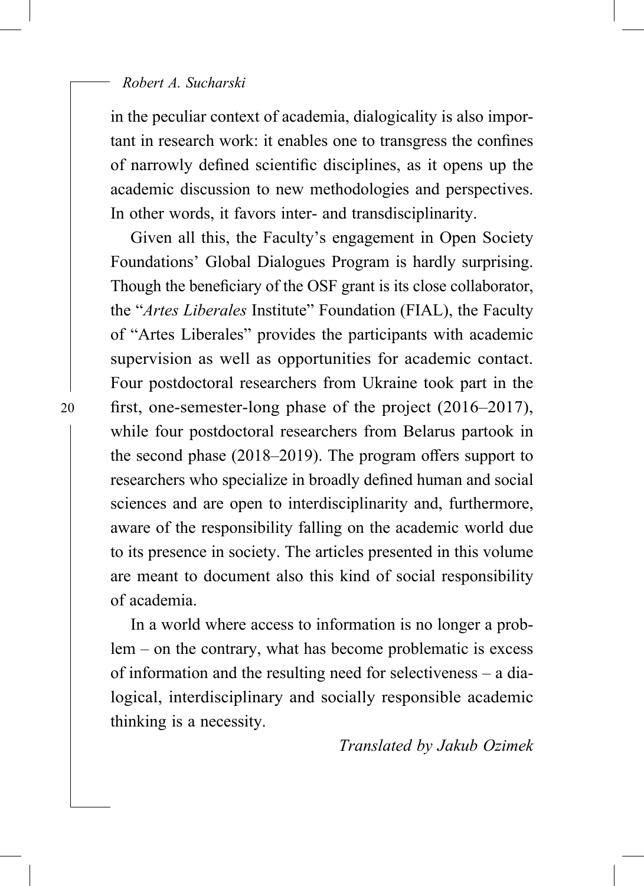in the peculiar context of academia, dialogicality is also important in research work: it enables one to transgress the confines of narrowly defined scientific disciplines, as it opens up the academic discussion to new methodologies and perspectives. In other words, it favors inter- and transdisciplinarity.

Given all this, the Faculty's engagement in Open Society Foundations' Global Dialogues Program is hardly surprising. Though the beneficiary of the OSF grant is its close collaborator, the "*Artes Liberales* Institute" Foundation (FIAL), the Faculty of "Artes Liberales" provides the participants with academic supervision as well as opportunities for academic contact. Four postdoctoral researchers from Ukraine took part in the first, one-semester-long phase of the project (2016–2017), while four postdoctoral researchers from Belarus partook in the second phase (2018–2019). The program offers support to researchers who specialize in broadly defined human and social sciences and are open to interdisciplinarity and, furthermore, aware of the responsibility falling on the academic world due to its presence in society. The articles presented in this volume are meant to document also this kind of social responsibility of academia.

In a world where access to information is no longer a problem – on the contrary, what has become problematic is excess of information and the resulting need for selectiveness – a dialogical, interdisciplinary and socially responsible academic thinking is a necessity.

*Translated by Jakub Ozimek*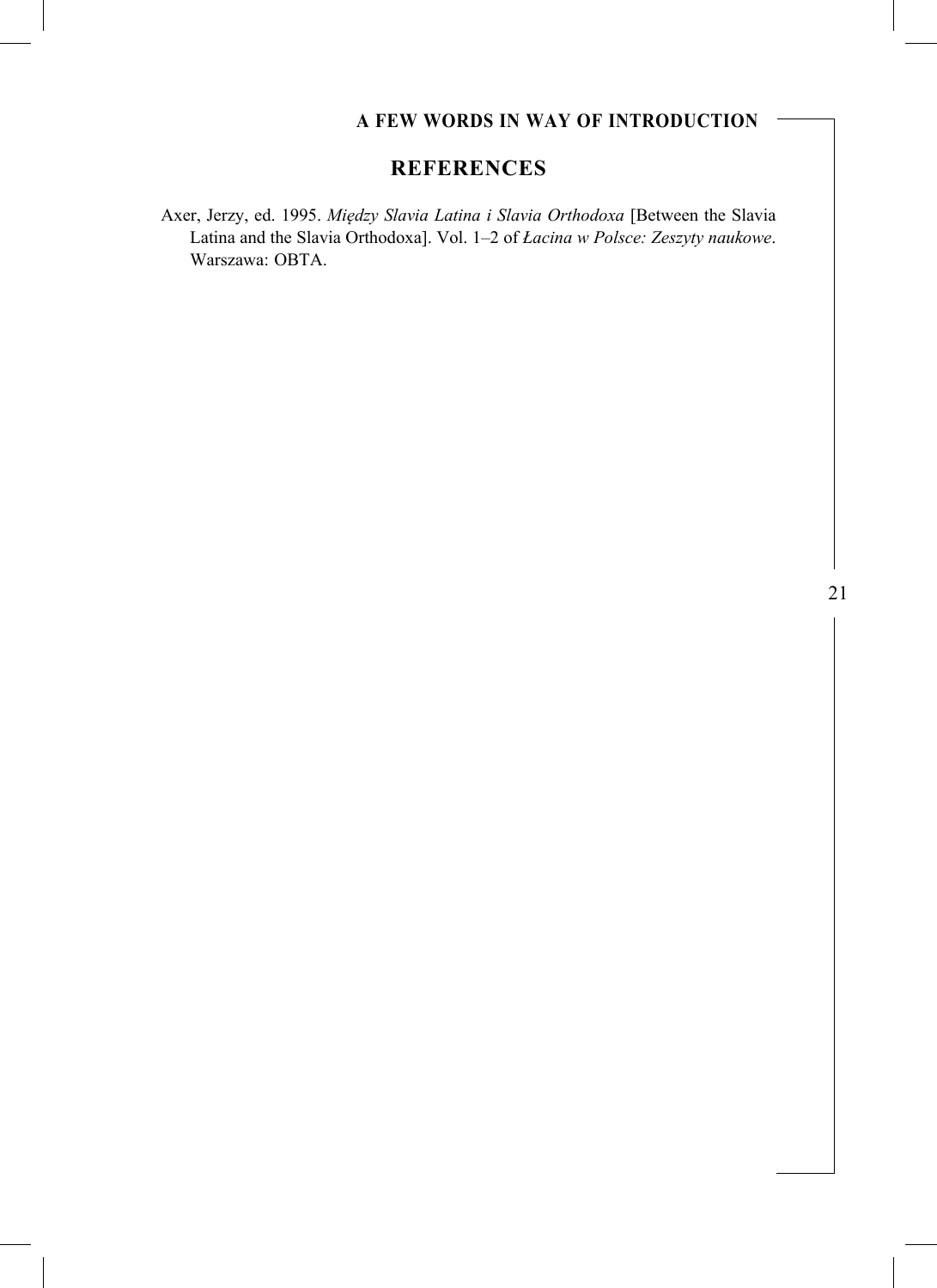## REFERENCES

Axer, Jerzy, ed. 1995. *Między Slavia Latina i Slavia Orthodoxa* [Between the Slavia Latina and the Slavia Orthodoxa]. Vol. 1–2 of *Łacina w Polsce: Zeszyty naukowe*. Warszawa: OBTA.